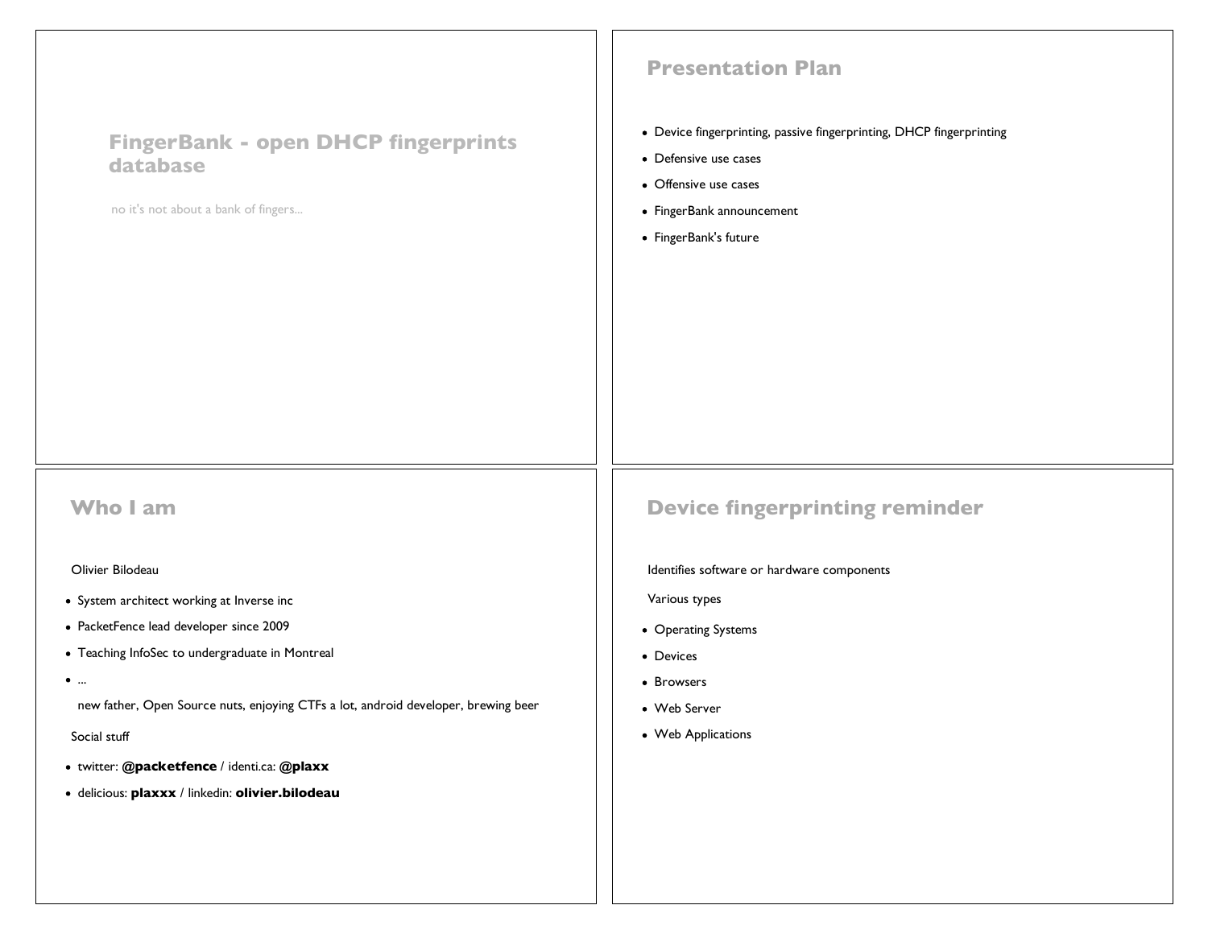# FingerBank - open DHCP fingerprints database

no it's not about a bank of fingers...

## Presentation Plan

- Device fingerprinting, passive fingerprinting, DHCP fingerprinting
- Defensive use cases
- Offensive use cases
- FingerBank announcement
- FingerBank's future

## Who I am

Olivier Bilodeau

- System architect working at Inverse inc
- PacketFence lead developer since 2009
- Teaching InfoSec to undergraduate in Montreal
- ...

  new father, Open Source nuts, enjoying CTFs a lot, android developer, brewing beer

Social stuff

- twitter: **@packetfence** / identi.ca: **@plaxx**
- delicious: **plaxxx** / linkedin: **olivier.bilodeau**

## Device fingerprinting reminder

Identifies software or hardware components

Various types

- Operating Systems
- Devices
- Browsers
- Web Server
- Web Applications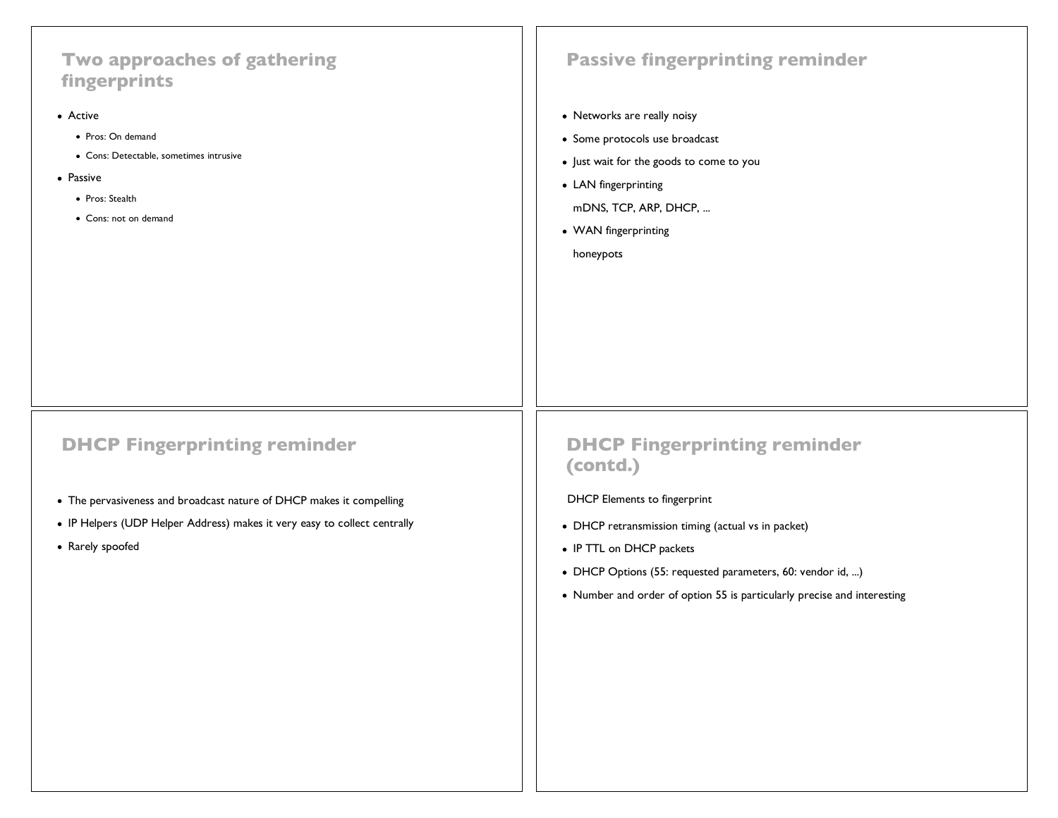## Two approaches of gathering fingerprints

- Active
  - Pros: On demand
  - Cons: Detectable, sometimes intrusive
- Passive
  - Pros: Stealth
  - Cons: not on demand

## Passive fingerprinting reminder

- Networks are really noisy
- Some protocols use broadcast
- Just wait for the goods to come to you
- LAN fingerprinting

  mDNS, TCP, ARP, DHCP, ...
- WAN fingerprinting

  honeypots

## DHCP Fingerprinting reminder

- The pervasiveness and broadcast nature of DHCP makes it compelling
- IP Helpers (UDP Helper Address) makes it very easy to collect centrally
- Rarely spoofed

## DHCP Fingerprinting reminder (contd.)

DHCP Elements to fingerprint

- DHCP retransmission timing (actual vs in packet)
- IP TTL on DHCP packets
- DHCP Options (55: requested parameters, 60: vendor id, ...)
- Number and order of option 55 is particularly precise and interesting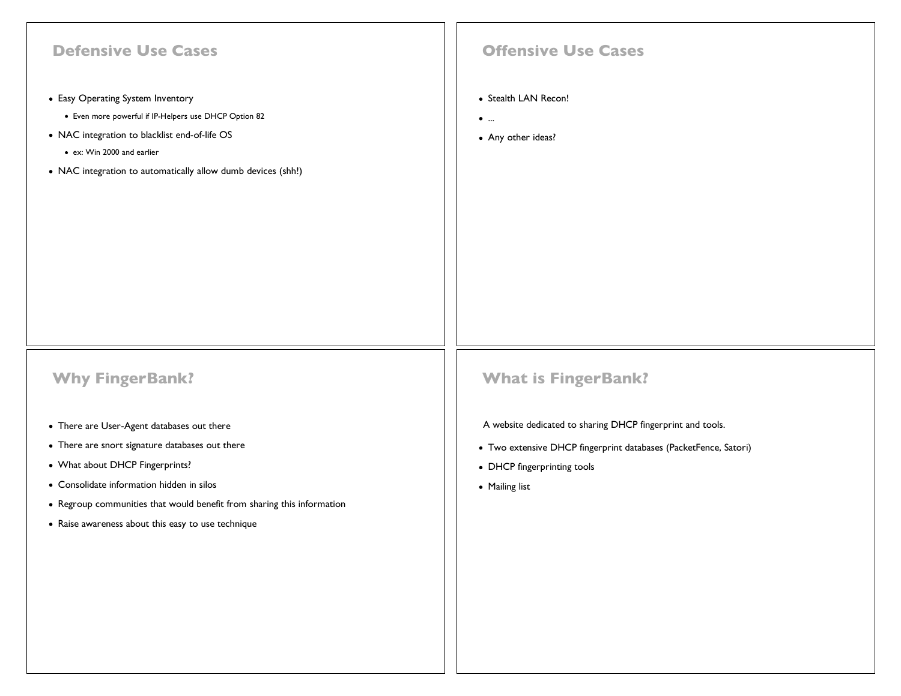## Defensive Use Cases

- Easy Operating System Inventory
  - Even more powerful if IP-Helpers use DHCP Option 82
- NAC integration to blacklist end-of-life OS
  - ex: Win 2000 and earlier
- NAC integration to automatically allow dumb devices (shh!)

## Offensive Use Cases

- Stealth LAN Recon!
- ...
- Any other ideas?

## Why FingerBank?

- There are User-Agent databases out there
- There are snort signature databases out there
- What about DHCP Fingerprints?
- Consolidate information hidden in silos
- Regroup communities that would benefit from sharing this information
- Raise awareness about this easy to use technique

## What is FingerBank?

A website dedicated to sharing DHCP fingerprint and tools.

- Two extensive DHCP fingerprint databases (PacketFence, Satori)
- DHCP fingerprinting tools
- Mailing list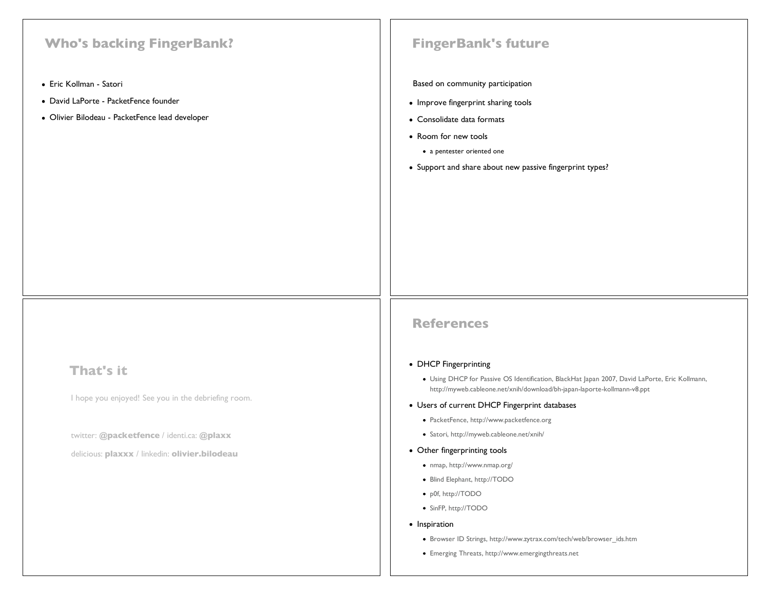## Who's backing FingerBank?

- Eric Kollman - Satori
- David LaPorte - PacketFence founder
- Olivier Bilodeau - PacketFence lead developer

## FingerBank's future

Based on community participation

- Improve fingerprint sharing tools
- Consolidate data formats
- Room for new tools
  - a pentester oriented one
- Support and share about new passive fingerprint types?

## That's it

I hope you enjoyed! See you in the debriefing room.

twitter: **@packetfence** / identi.ca: **@plaxx**

delicious: **plaxxx** / linkedin: **olivier.bilodeau**

## References

- DHCP Fingerprinting
  - Using DHCP for Passive OS Identification, BlackHat Japan 2007, David LaPorte, Eric Kollmann, http://myweb.cableone.net/xnih/download/bh-japan-laporte-kollmann-v8.ppt
- Users of current DHCP Fingerprint databases
  - PacketFence, http://www.packetfence.org
  - Satori, http://myweb.cableone.net/xnih/
- Other fingerprinting tools
  - nmap, http://www.nmap.org/
  - Blind Elephant, http://TODO
  - p0f, http://TODO
  - SinFP, http://TODO
- Inspiration
  - Browser ID Strings, http://www.zytrax.com/tech/web/browser_ids.htm
  - Emerging Threats, http://www.emergingthreats.net